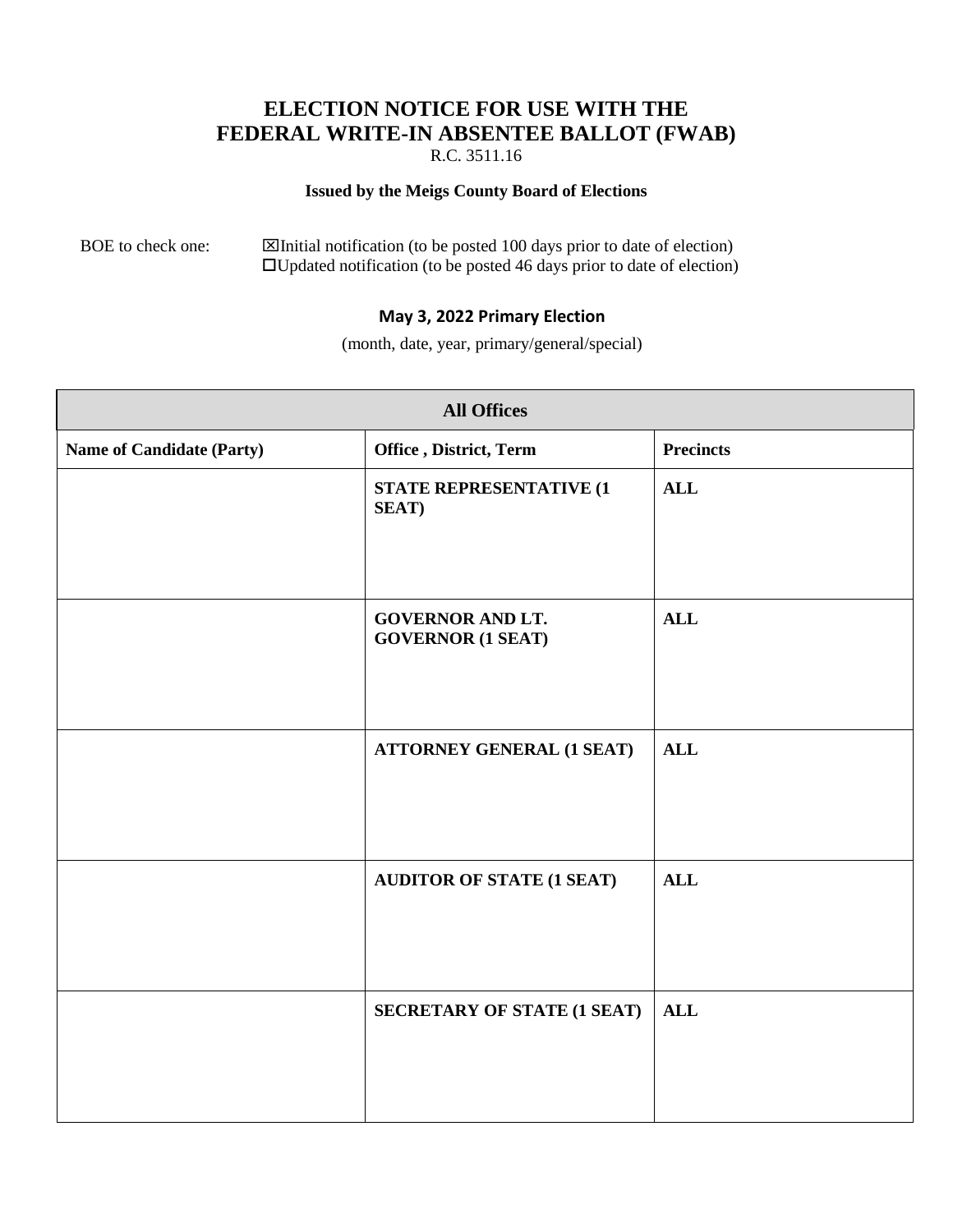# ELECTION NOTICE FOR USE WITH THE FEDERAL WRITE-IN ABSENTEE BALLOT (FWAB)

R.C. 3511.16

**Issued by the Meigs County Board of Elections**

BOE to check one:

- ☒Initial notification (to be posted 100 days prior to date of election)
- ☐Updated notification (to be posted 46 days prior to date of election)

**May 3, 2022 Primary Election**

(month, date, year, primary/general/special)

| All Offices | | |
|---|---|---|
| **Name of Candidate (Party)** | **Office , District, Term** | **Precincts** |
| | **STATE REPRESENTATIVE (1 SEAT)** | **ALL** |
| | **GOVERNOR AND LT. GOVERNOR (1 SEAT)** | **ALL** |
| | **ATTORNEY GENERAL (1 SEAT)** | **ALL** |
| | **AUDITOR OF STATE (1 SEAT)** | **ALL** |
| | **SECRETARY OF STATE (1 SEAT)** | **ALL** |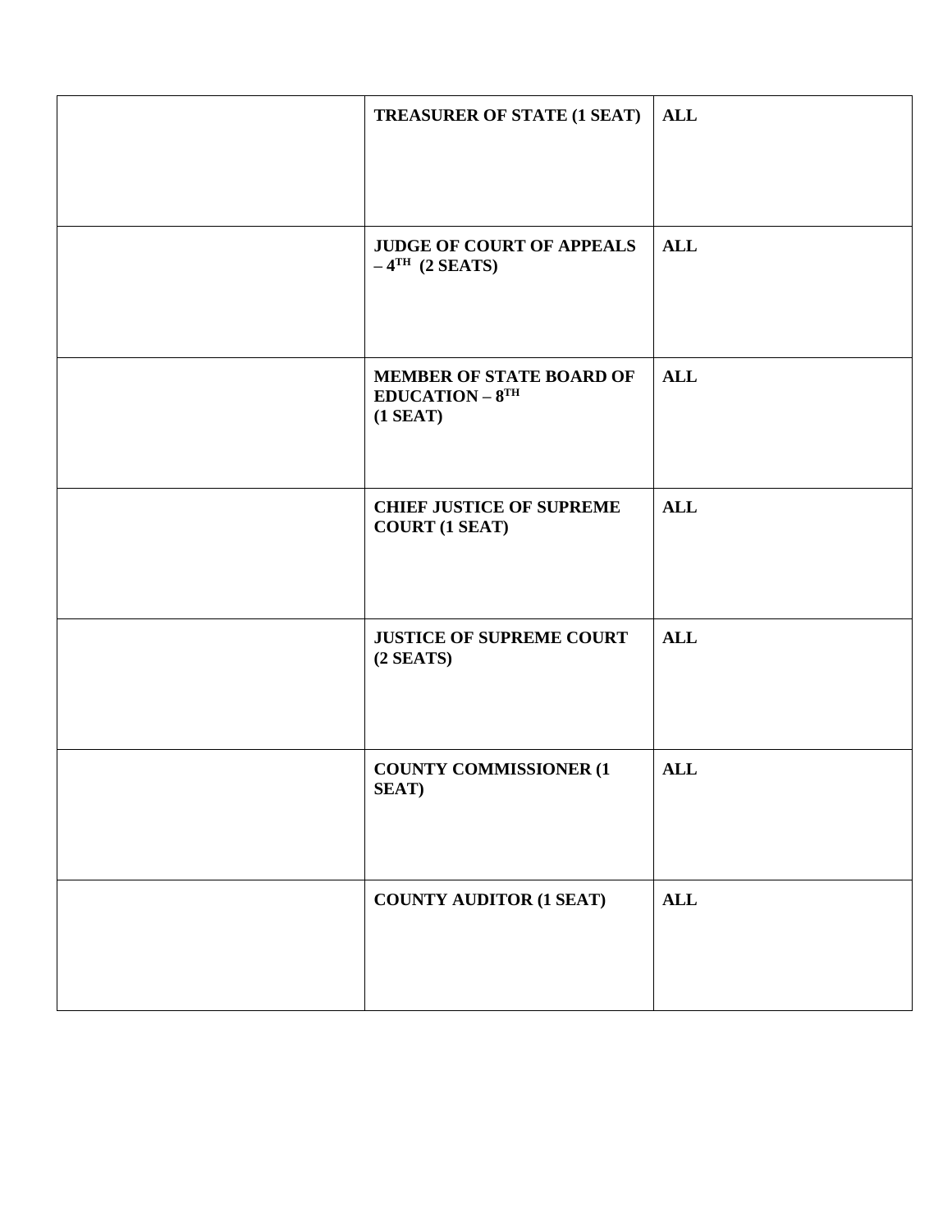| | | |
|---|---|---|
| | **TREASURER OF STATE (1 SEAT)** | **ALL** |
| | **JUDGE OF COURT OF APPEALS – 4TH (2 SEATS)** | **ALL** |
| | **MEMBER OF STATE BOARD OF EDUCATION – 8TH (1 SEAT)** | **ALL** |
| | **CHIEF JUSTICE OF SUPREME COURT (1 SEAT)** | **ALL** |
| | **JUSTICE OF SUPREME COURT (2 SEATS)** | **ALL** |
| | **COUNTY COMMISSIONER (1 SEAT)** | **ALL** |
| | **COUNTY AUDITOR (1 SEAT)** | **ALL** |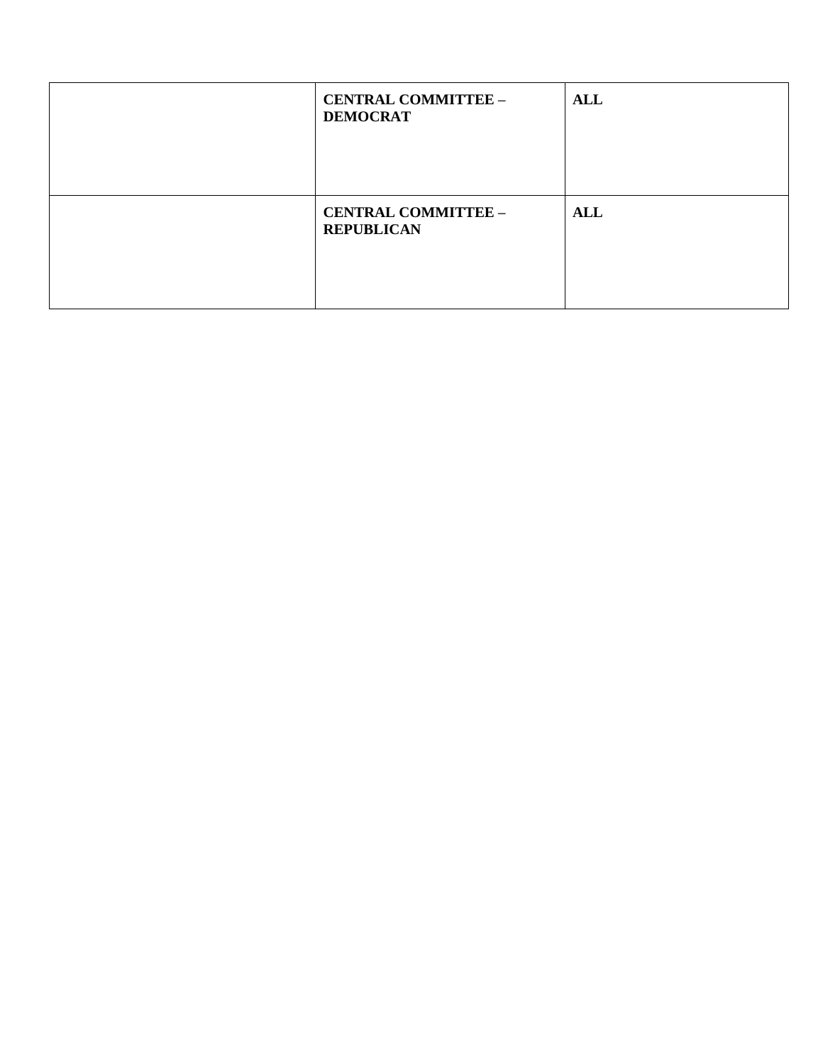| | | |
|---|---|---|
| | **CENTRAL COMMITTEE – DEMOCRAT** | **ALL** |
| | **CENTRAL COMMITTEE – REPUBLICAN** | **ALL** |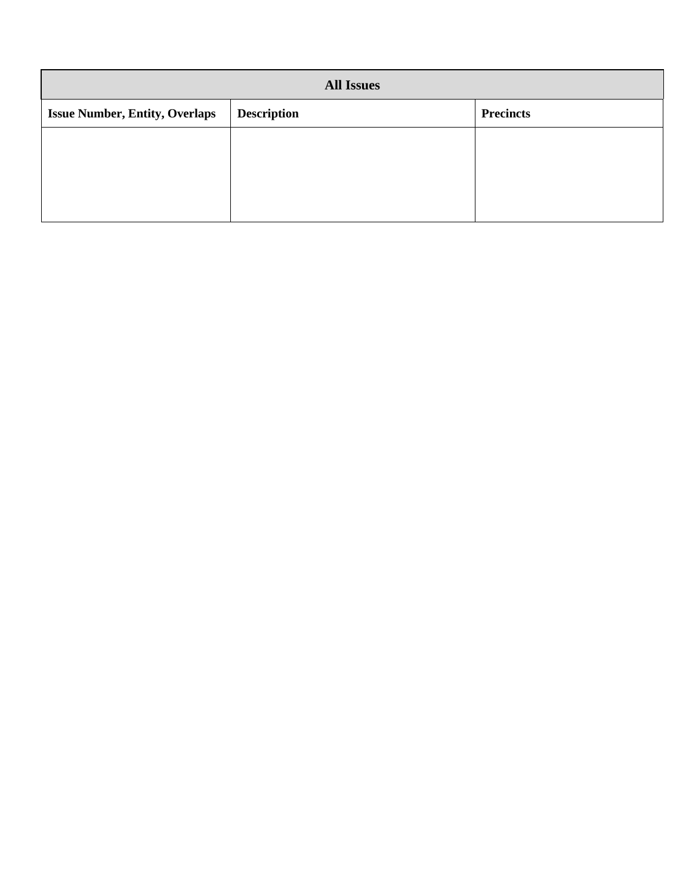| All Issues | | |
|---|---|---|
| **Issue Number, Entity, Overlaps** | **Description** | **Precincts** |
| | | |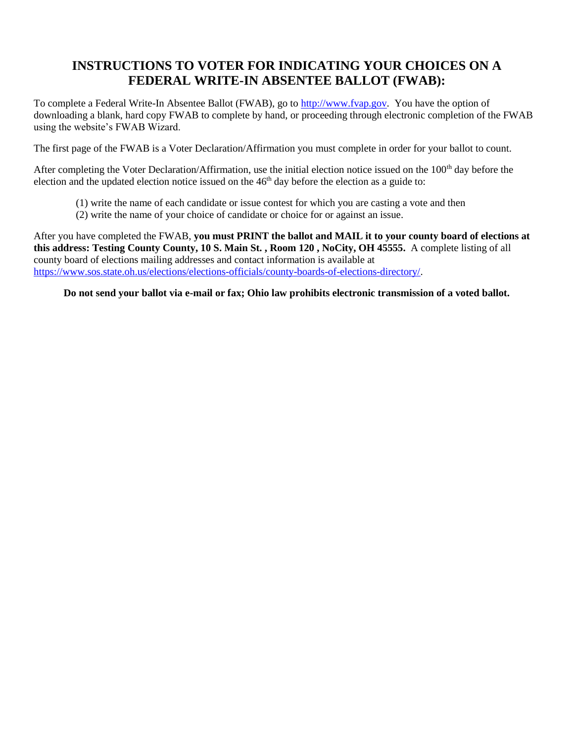# INSTRUCTIONS TO VOTER FOR INDICATING YOUR CHOICES ON A FEDERAL WRITE-IN ABSENTEE BALLOT (FWAB):

To complete a Federal Write-In Absentee Ballot (FWAB), go to http://www.fvap.gov. You have the option of downloading a blank, hard copy FWAB to complete by hand, or proceeding through electronic completion of the FWAB using the website's FWAB Wizard.

The first page of the FWAB is a Voter Declaration/Affirmation you must complete in order for your ballot to count.

After completing the Voter Declaration/Affirmation, use the initial election notice issued on the 100th day before the election and the updated election notice issued on the 46th day before the election as a guide to:

(1) write the name of each candidate or issue contest for which you are casting a vote and then
(2) write the name of your choice of candidate or choice for or against an issue.

After you have completed the FWAB, **you must PRINT the ballot and MAIL it to your county board of elections at this address: Testing County County, 10 S. Main St. , Room 120 , NoCity, OH 45555.** A complete listing of all county board of elections mailing addresses and contact information is available at https://www.sos.state.oh.us/elections/elections-officials/county-boards-of-elections-directory/.

**Do not send your ballot via e-mail or fax; Ohio law prohibits electronic transmission of a voted ballot.**